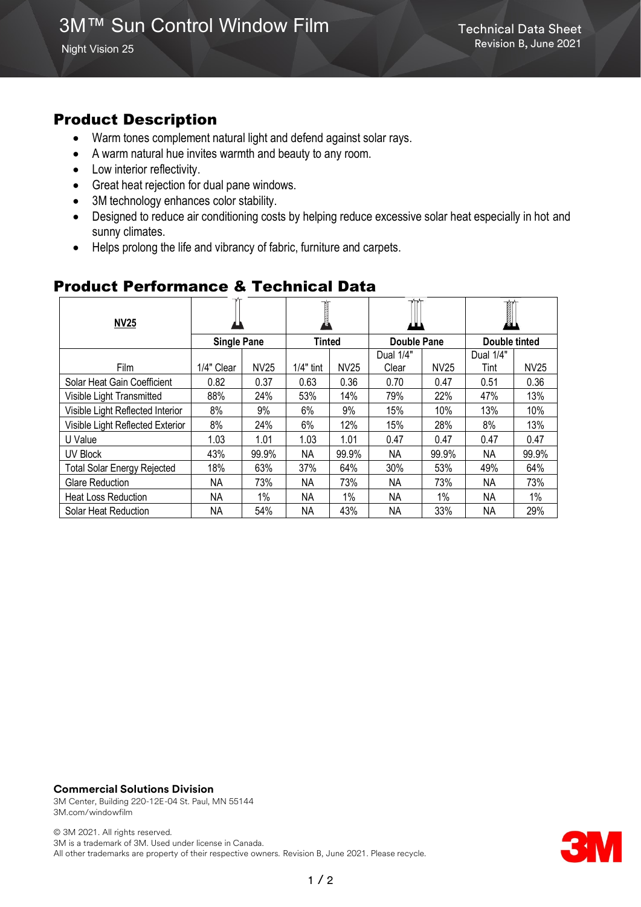# 3M™ Sun Control Window Film

Night Vision 25

Technical Data Sheet
Revision B, June 2021

## Product Description

- Warm tones complement natural light and defend against solar rays.
- A warm natural hue invites warmth and beauty to any room.
- Low interior reflectivity.
- Great heat rejection for dual pane windows.
- 3M technology enhances color stability.
- Designed to reduce air conditioning costs by helping reduce excessive solar heat especially in hot and sunny climates.
- Helps prolong the life and vibrancy of fabric, furniture and carpets.

## Product Performance & Technical Data

| **NV25** | **Single Pane** | | **Tinted** | | **Double Pane** | | **Double tinted** | |
|---|---|---|---|---|---|---|---|---|
| Film | 1/4" Clear | NV25 | 1/4" tint | NV25 | Dual 1/4" Clear | NV25 | Dual 1/4" Tint | NV25 |
| Solar Heat Gain Coefficient | 0.82 | 0.37 | 0.63 | 0.36 | 0.70 | 0.47 | 0.51 | 0.36 |
| Visible Light Transmitted | 88% | 24% | 53% | 14% | 79% | 22% | 47% | 13% |
| Visible Light Reflected Interior | 8% | 9% | 6% | 9% | 15% | 10% | 13% | 10% |
| Visible Light Reflected Exterior | 8% | 24% | 6% | 12% | 15% | 28% | 8% | 13% |
| U Value | 1.03 | 1.01 | 1.03 | 1.01 | 0.47 | 0.47 | 0.47 | 0.47 |
| UV Block | 43% | 99.9% | NA | 99.9% | NA | 99.9% | NA | 99.9% |
| Total Solar Energy Rejected | 18% | 63% | 37% | 64% | 30% | 53% | 49% | 64% |
| Glare Reduction | NA | 73% | NA | 73% | NA | 73% | NA | 73% |
| Heat Loss Reduction | NA | 1% | NA | 1% | NA | 1% | NA | 1% |
| Solar Heat Reduction | NA | 54% | NA | 43% | NA | 33% | NA | 29% |

**Commercial Solutions Division**
3M Center, Building 220-12E-04 St. Paul, MN 55144
3M.com/windowfilm

© 3M 2021. All rights reserved.
3M is a trademark of 3M. Used under license in Canada.
All other trademarks are property of their respective owners. Revision B, June 2021. Please recycle.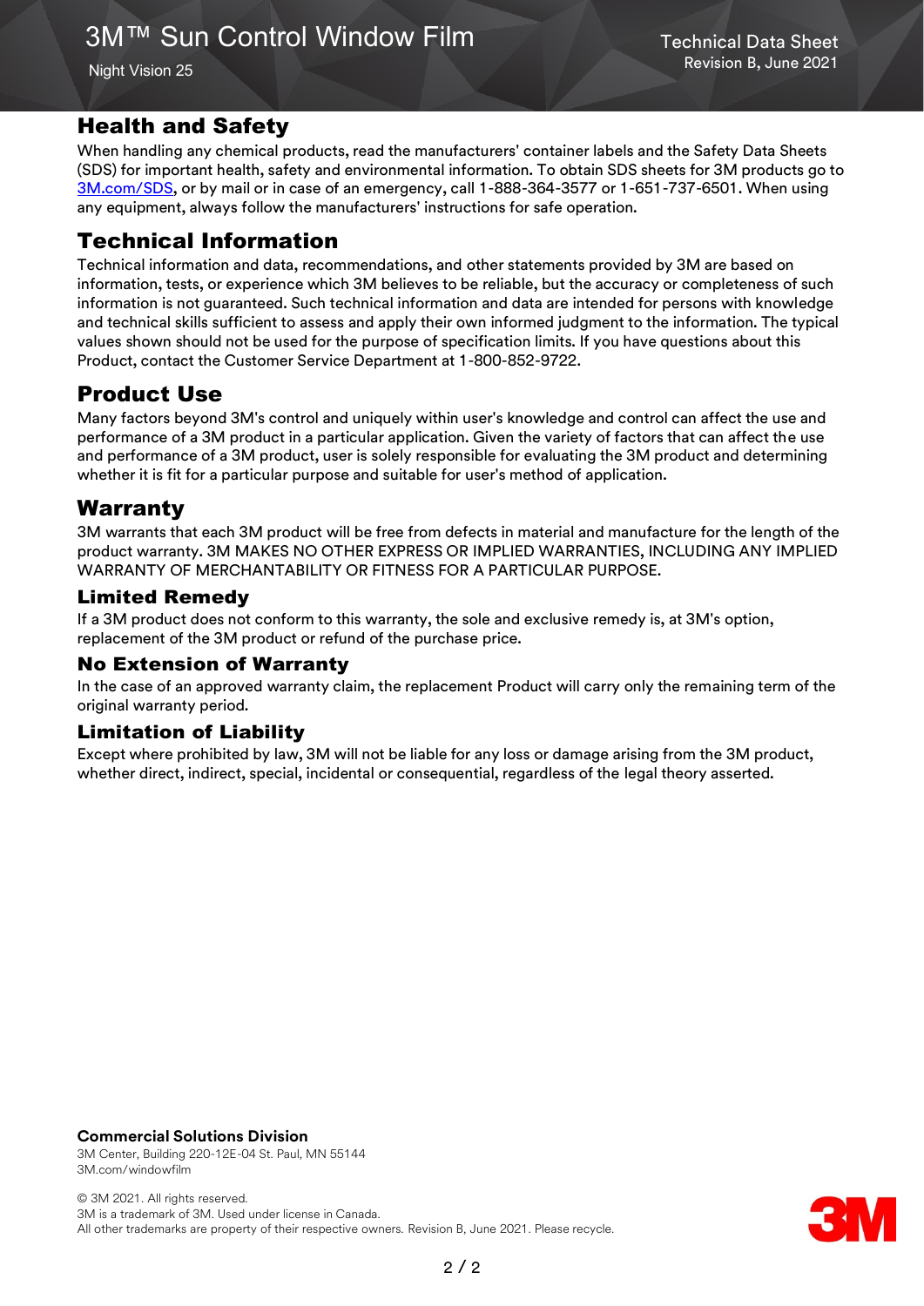## Health and Safety

When handling any chemical products, read the manufacturers' container labels and the Safety Data Sheets (SDS) for important health, safety and environmental information. To obtain SDS sheets for 3M products go to 3M.com/SDS, or by mail or in case of an emergency, call 1-888-364-3577 or 1-651-737-6501. When using any equipment, always follow the manufacturers' instructions for safe operation.

## Technical Information

Technical information and data, recommendations, and other statements provided by 3M are based on information, tests, or experience which 3M believes to be reliable, but the accuracy or completeness of such information is not guaranteed. Such technical information and data are intended for persons with knowledge and technical skills sufficient to assess and apply their own informed judgment to the information. The typical values shown should not be used for the purpose of specification limits. If you have questions about this Product, contact the Customer Service Department at 1-800-852-9722.

## Product Use

Many factors beyond 3M's control and uniquely within user's knowledge and control can affect the use and performance of a 3M product in a particular application. Given the variety of factors that can affect the use and performance of a 3M product, user is solely responsible for evaluating the 3M product and determining whether it is fit for a particular purpose and suitable for user's method of application.

## Warranty

3M warrants that each 3M product will be free from defects in material and manufacture for the length of the product warranty. 3M MAKES NO OTHER EXPRESS OR IMPLIED WARRANTIES, INCLUDING ANY IMPLIED WARRANTY OF MERCHANTABILITY OR FITNESS FOR A PARTICULAR PURPOSE.

### Limited Remedy

If a 3M product does not conform to this warranty, the sole and exclusive remedy is, at 3M's option, replacement of the 3M product or refund of the purchase price.

### No Extension of Warranty

In the case of an approved warranty claim, the replacement Product will carry only the remaining term of the original warranty period.

### Limitation of Liability

Except where prohibited by law, 3M will not be liable for any loss or damage arising from the 3M product, whether direct, indirect, special, incidental or consequential, regardless of the legal theory asserted.

**Commercial Solutions Division**
3M Center, Building 220-12E-04 St. Paul, MN 55144
3M.com/windowfilm

© 3M 2021. All rights reserved.
3M is a trademark of 3M. Used under license in Canada.
All other trademarks are property of their respective owners. Revision B, June 2021. Please recycle.